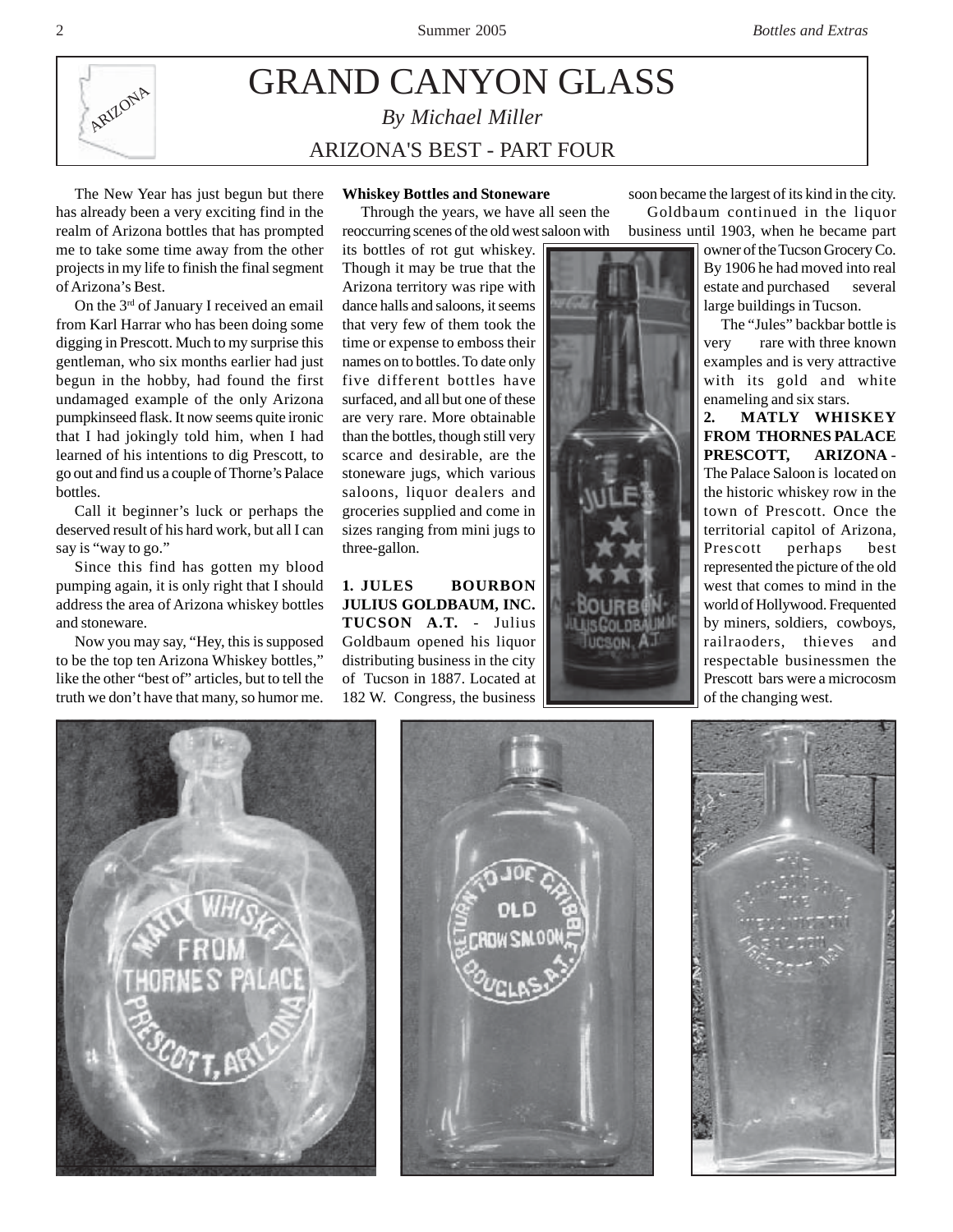# GRAND CANYON GLASS

*By Michael Miller*

ARIZONA'S BEST - PART FOUR

The New Year has just begun but there has already been a very exciting find in the realm of Arizona bottles that has prompted me to take some time away from the other projects in my life to finish the final segment of Arizona's Best.

On the 3rd of January I received an email from Karl Harrar who has been doing some digging in Prescott. Much to my surprise this gentleman, who six months earlier had just begun in the hobby, had found the first undamaged example of the only Arizona pumpkinseed flask. It now seems quite ironic that I had jokingly told him, when I had learned of his intentions to dig Prescott, to go out and find us a couple of Thorne's Palace bottles.

Call it beginner's luck or perhaps the deserved result of his hard work, but all I can say is "way to go."

Since this find has gotten my blood pumping again, it is only right that I should address the area of Arizona whiskey bottles and stoneware.

Now you may say, "Hey, this is supposed to be the top ten Arizona Whiskey bottles," like the other "best of" articles, but to tell the truth we don't have that many, so humor me.

**Whiskey Bottles and Stoneware**

Through the years, we have all seen the reoccurring scenes of the old west saloon with its bottles of rot gut whiskey. Though it may be true that the Arizona territory was ripe with dance halls and saloons, it seems that very few of them took the time or expense to emboss their names on to bottles. To date only five different bottles have surfaced, and all but one of these are very rare. More obtainable than the bottles, though still very scarce and desirable, are the stoneware jugs, which various saloons, liquor dealers and groceries supplied and come in sizes ranging from mini jugs to three-gallon.

**1. JULES BOURBON JULIUS GOLDBAUM, INC. TUCSON A.T.** - Julius Goldbaum opened his liquor distributing business in the city of Tucson in 1887. Located at 182 W. Congress, the business soon became the largest of its kind in the city.

Goldbaum continued in the liquor business until 1903, when he became part owner of the Tucson Grocery Co. By 1906 he had moved into real estate and purchased several large buildings in Tucson.

The "Jules" backbar bottle is very rare with three known examples and is very attractive with its gold and white enameling and six stars.

**2. MATLY WHISKEY FROM THORNES PALACE PRESCOTT, ARIZONA** - The Palace Saloon is located on the historic whiskey row in the town of Prescott. Once the territorial capitol of Arizona, Prescott perhaps best represented the picture of the old west that comes to mind in the world of Hollywood. Frequented by miners, soldiers, cowboys, railraoders, thieves and respectable businessmen the Prescott bars were a microcosm of the changing west.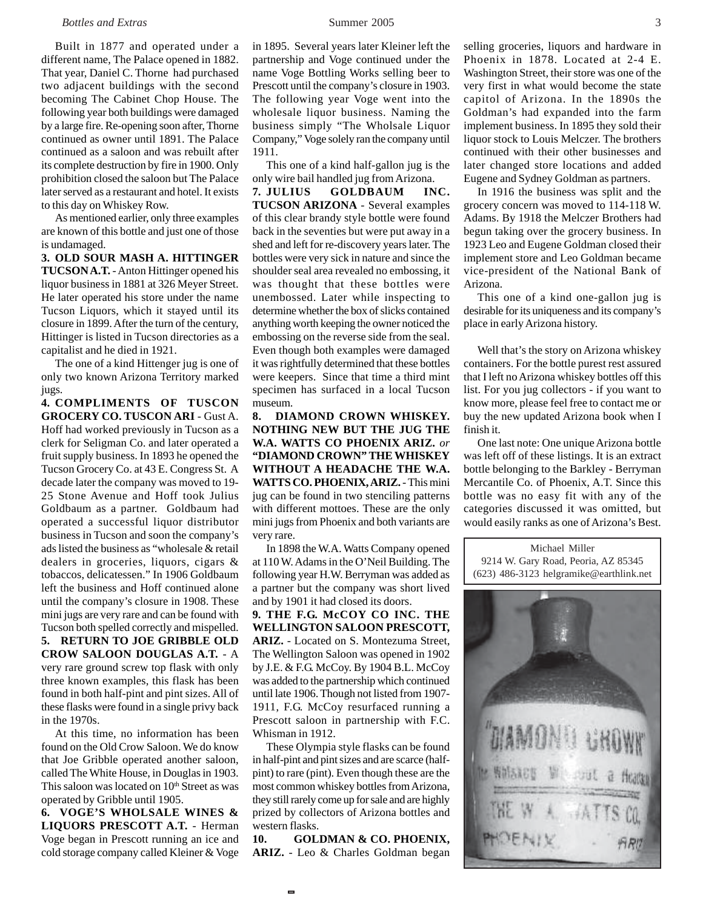Built in 1877 and operated under a different name, The Palace opened in 1882. That year, Daniel C. Thorne had purchased two adjacent buildings with the second becoming The Cabinet Chop House. The following year both buildings were damaged by a large fire. Re-opening soon after, Thorne continued as owner until 1891. The Palace continued as a saloon and was rebuilt after its complete destruction by fire in 1900. Only prohibition closed the saloon but The Palace later served as a restaurant and hotel. It exists to this day on Whiskey Row.

As mentioned earlier, only three examples are known of this bottle and just one of those is undamaged.

**3. OLD SOUR MASH A. HITTINGER TUCSON A.T.** - Anton Hittinger opened his liquor business in 1881 at 326 Meyer Street. He later operated his store under the name Tucson Liquors, which it stayed until its closure in 1899. After the turn of the century, Hittinger is listed in Tucson directories as a capitalist and he died in 1921.

The one of a kind Hittenger jug is one of only two known Arizona Territory marked jugs.

**4. COMPLIMENTS OF TUSCON GROCERY CO. TUSCON ARI** - Gust A. Hoff had worked previously in Tucson as a clerk for Seligman Co. and later operated a fruit supply business. In 1893 he opened the Tucson Grocery Co. at 43 E. Congress St. A decade later the company was moved to 19-25 Stone Avenue and Hoff took Julius Goldbaum as a partner. Goldbaum had operated a successful liquor distributor business in Tucson and soon the company's ads listed the business as "wholesale & retail dealers in groceries, liquors, cigars & tobaccos, delicatessen." In 1906 Goldbaum left the business and Hoff continued alone until the company's closure in 1908. These mini jugs are very rare and can be found with Tucson both spelled correctly and mispelled.

**5. RETURN TO JOE GRIBBLE OLD CROW SALOON DOUGLAS A.T.** - A very rare ground screw top flask with only three known examples, this flask has been found in both half-pint and pint sizes. All of these flasks were found in a single privy back in the 1970s.

At this time, no information has been found on the Old Crow Saloon. We do know that Joe Gribble operated another saloon, called The White House, in Douglas in 1903. This saloon was located on 10th Street as was operated by Gribble until 1905.

**6. VOGE'S WHOLSALE WINES & LIQUORS PRESCOTT A.T.** - Herman Voge began in Prescott running an ice and cold storage company called Kleiner & Voge in 1895. Several years later Kleiner left the partnership and Voge continued under the name Voge Bottling Works selling beer to Prescott until the company's closure in 1903. The following year Voge went into the wholesale liquor business. Naming the business simply "The Wholsale Liquor Company," Voge solely ran the company until 1911.

This one of a kind half-gallon jug is the only wire bail handled jug from Arizona.

**7. JULIUS GOLDBAUM INC. TUCSON ARIZONA** - Several examples of this clear brandy style bottle were found back in the seventies but were put away in a shed and left for re-discovery years later. The bottles were very sick in nature and since the shoulder seal area revealed no embossing, it was thought that these bottles were unembossed. Later while inspecting to determine whether the box of slicks contained anything worth keeping the owner noticed the embossing on the reverse side from the seal. Even though both examples were damaged it was rightfully determined that these bottles were keepers. Since that time a third mint specimen has surfaced in a local Tucson museum.

**8. DIAMOND CROWN WHISKEY. NOTHING NEW BUT THE JUG THE W.A. WATTS CO PHOENIX ARIZ.** *or* **"DIAMOND CROWN" THE WHISKEY WITHOUT A HEADACHE THE W.A. WATTS CO. PHOENIX, ARIZ.** - This mini jug can be found in two stenciling patterns with different mottoes. These are the only mini jugs from Phoenix and both variants are very rare.

In 1898 the W.A. Watts Company opened at 110 W. Adams in the O'Neil Building. The following year H.W. Berryman was added as a partner but the company was short lived and by 1901 it had closed its doors.

**9. THE F.G. McCOY CO INC. THE WELLINGTON SALOON PRESCOTT, ARIZ.** - Located on S. Montezuma Street, The Wellington Saloon was opened in 1902 by J.E. & F.G. McCoy. By 1904 B.L. McCoy was added to the partnership which continued until late 1906. Though not listed from 1907-1911, F.G. McCoy resurfaced running a Prescott saloon in partnership with F.C. Whisman in 1912.

These Olympia style flasks can be found in half-pint and pint sizes and are scarce (half-pint) to rare (pint). Even though these are the most common whiskey bottles from Arizona, they still rarely come up for sale and are highly prized by collectors of Arizona bottles and western flasks.

**10. GOLDMAN & CO. PHOENIX, ARIZ.** - Leo & Charles Goldman began selling groceries, liquors and hardware in Phoenix in 1878. Located at 2-4 E. Washington Street, their store was one of the very first in what would become the state capitol of Arizona. In the 1890s the Goldman's had expanded into the farm implement business. In 1895 they sold their liquor stock to Louis Melczer. The brothers continued with their other businesses and later changed store locations and added Eugene and Sydney Goldman as partners.

In 1916 the business was split and the grocery concern was moved to 114-118 W. Adams. By 1918 the Melczer Brothers had begun taking over the grocery business. In 1923 Leo and Eugene Goldman closed their implement store and Leo Goldman became vice-president of the National Bank of Arizona.

This one of a kind one-gallon jug is desirable for its uniqueness and its company's place in early Arizona history.

Well that's the story on Arizona whiskey containers. For the bottle purest rest assured that I left no Arizona whiskey bottles off this list. For you jug collectors - if you want to know more, please feel free to contact me or buy the new updated Arizona book when I finish it.

One last note: One unique Arizona bottle was left off of these listings. It is an extract bottle belonging to the Barkley - Berryman Mercantile Co. of Phoenix, A.T. Since this bottle was no easy fit with any of the categories discussed it was omitted, but would easily ranks as one of Arizona's Best.

Michael Miller
9214 W. Gary Road, Peoria, AZ 85345
(623) 486-3123 helgramike@earthlink.net